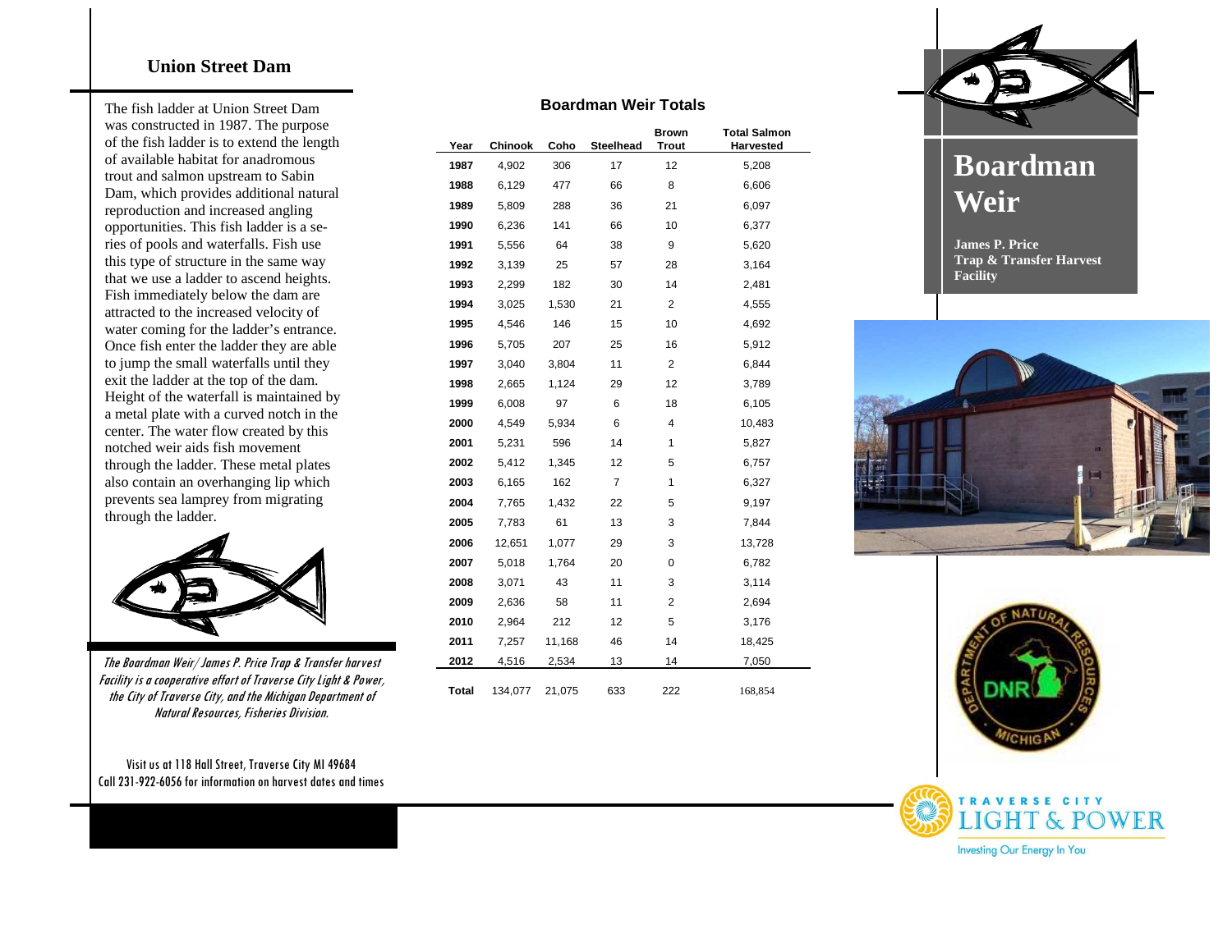## Union Street Dam

The fish ladder at Union Street Dam was constructed in 1987. The purpose of the fish ladder is to extend the length of available habitat for anadromous trout and salmon upstream to Sabin Dam, which provides additional natural reproduction and increased angling opportunities. This fish ladder is a series of pools and waterfalls. Fish use this type of structure in the same way that we use a ladder to ascend heights. Fish immediately below the dam are attracted to the increased velocity of water coming for the ladder's entrance. Once fish enter the ladder they are able to jump the small waterfalls until they exit the ladder at the top of the dam. Height of the waterfall is maintained by a metal plate with a curved notch in the center. The water flow created by this notched weir aids fish movement through the ladder. These metal plates also contain an overhanging lip which prevents sea lamprey from migrating through the ladder.

*The Boardman Weir/ James P. Price Trap & Transfer harvest Facility is a cooperative effort of Traverse City Light & Power, the City of Traverse City, and the Michigan Department of Natural Resources, Fisheries Division.*

Visit us at 118 Hall Street, Traverse City MI 49684
Call 231-922-6056 for information on harvest dates and times

## Boardman Weir Totals

| Year | Chinook | Coho | Steelhead | Brown Trout | Total Salmon Harvested |
|---|---|---|---|---|---|
| **1987** | 4,902 | 306 | 17 | 12 | 5,208 |
| **1988** | 6,129 | 477 | 66 | 8 | 6,606 |
| **1989** | 5,809 | 288 | 36 | 21 | 6,097 |
| **1990** | 6,236 | 141 | 66 | 10 | 6,377 |
| **1991** | 5,556 | 64 | 38 | 9 | 5,620 |
| **1992** | 3,139 | 25 | 57 | 28 | 3,164 |
| **1993** | 2,299 | 182 | 30 | 14 | 2,481 |
| **1994** | 3,025 | 1,530 | 21 | 2 | 4,555 |
| **1995** | 4,546 | 146 | 15 | 10 | 4,692 |
| **1996** | 5,705 | 207 | 25 | 16 | 5,912 |
| **1997** | 3,040 | 3,804 | 11 | 2 | 6,844 |
| **1998** | 2,665 | 1,124 | 29 | 12 | 3,789 |
| **1999** | 6,008 | 97 | 6 | 18 | 6,105 |
| **2000** | 4,549 | 5,934 | 6 | 4 | 10,483 |
| **2001** | 5,231 | 596 | 14 | 1 | 5,827 |
| **2002** | 5,412 | 1,345 | 12 | 5 | 6,757 |
| **2003** | 6,165 | 162 | 7 | 1 | 6,327 |
| **2004** | 7,765 | 1,432 | 22 | 5 | 9,197 |
| **2005** | 7,783 | 61 | 13 | 3 | 7,844 |
| **2006** | 12,651 | 1,077 | 29 | 3 | 13,728 |
| **2007** | 5,018 | 1,764 | 20 | 0 | 6,782 |
| **2008** | 3,071 | 43 | 11 | 3 | 3,114 |
| **2009** | 2,636 | 58 | 11 | 2 | 2,694 |
| **2010** | 2,964 | 212 | 12 | 5 | 3,176 |
| **2011** | 7,257 | 11,168 | 46 | 14 | 18,425 |
| **2012** | 4,516 | 2,534 | 13 | 14 | 7,050 |
| **Total** | 134,077 | 21,075 | 633 | 222 | 168,854 |

# Boardman Weir

**James P. Price Trap & Transfer Harvest Facility**

DEPARTMENT OF NATURAL RESOURCES DNR MICHIGAN

TRAVERSE CITY LIGHT & POWER
Investing Our Energy In You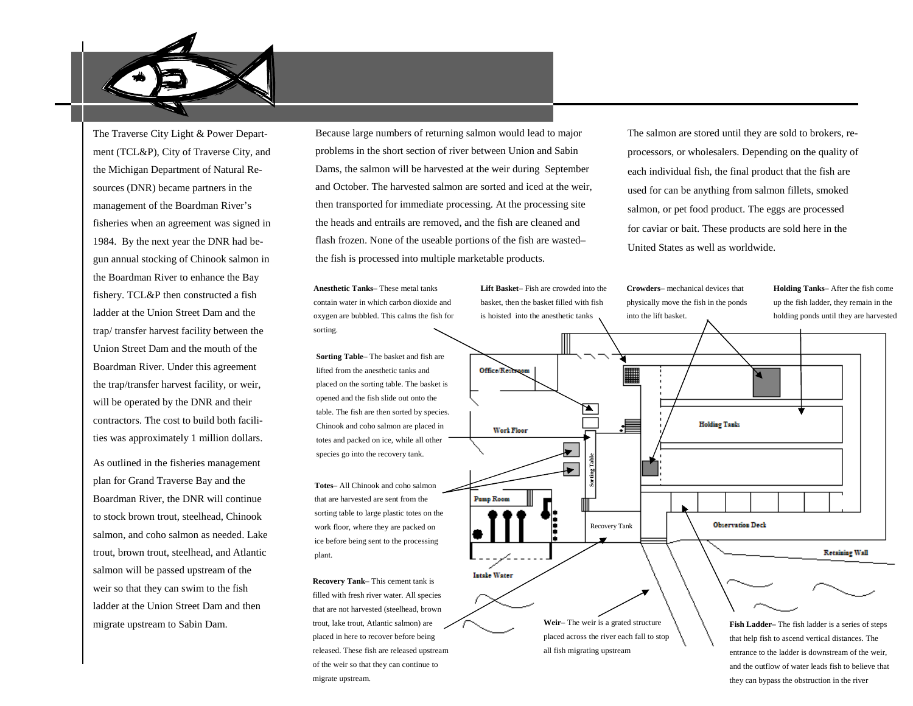The Traverse City Light & Power Department (TCL&P), City of Traverse City, and the Michigan Department of Natural Resources (DNR) became partners in the management of the Boardman River's fisheries when an agreement was signed in 1984. By the next year the DNR had begun annual stocking of Chinook salmon in the Boardman River to enhance the Bay fishery. TCL&P then constructed a fish ladder at the Union Street Dam and the trap/ transfer harvest facility between the Union Street Dam and the mouth of the Boardman River. Under this agreement the trap/transfer harvest facility, or weir, will be operated by the DNR and their contractors. The cost to build both facilities was approximately 1 million dollars.

As outlined in the fisheries management plan for Grand Traverse Bay and the Boardman River, the DNR will continue to stock brown trout, steelhead, Chinook salmon, and coho salmon as needed. Lake trout, brown trout, steelhead, and Atlantic salmon will be passed upstream of the weir so that they can swim to the fish ladder at the Union Street Dam and then migrate upstream to Sabin Dam.

Because large numbers of returning salmon would lead to major problems in the short section of river between Union and Sabin Dams, the salmon will be harvested at the weir during September and October. The harvested salmon are sorted and iced at the weir, then transported for immediate processing. At the processing site the heads and entrails are removed, and the fish are cleaned and flash frozen. None of the useable portions of the fish are wasted– the fish is processed into multiple marketable products.

The salmon are stored until they are sold to brokers, re-processors, or wholesalers. Depending on the quality of each individual fish, the final product that the fish are used for can be anything from salmon fillets, smoked salmon, or pet food product. The eggs are processed for caviar or bait. These products are sold here in the United States as well as worldwide.

**Anesthetic Tanks**– These metal tanks contain water in which carbon dioxide and oxygen are bubbled. This calms the fish for sorting.

**Lift Basket**– Fish are crowded into the basket, then the basket filled with fish is hoisted into the anesthetic tanks

**Crowders**– mechanical devices that physically move the fish in the ponds into the lift basket.

**Holding Tanks**– After the fish come up the fish ladder, they remain in the holding ponds until they are harvested

**Sorting Table**– The basket and fish are lifted from the anesthetic tanks and placed on the sorting table. The basket is opened and the fish slide out onto the table. The fish are then sorted by species. Chinook and coho salmon are placed in totes and packed on ice, while all other species go into the recovery tank.

**Totes**– All Chinook and coho salmon that are harvested are sent from the sorting table to large plastic totes on the work floor, where they are packed on ice before being sent to the processing plant.

**Recovery Tank**– This cement tank is filled with fresh river water. All species that are not harvested (steelhead, brown trout, lake trout, Atlantic salmon) are placed in here to recover before being released. These fish are released upstream of the weir so that they can continue to migrate upstream.

**Weir**– The weir is a grated structure placed across the river each fall to stop all fish migrating upstream

**Fish Ladder**– The fish ladder is a series of steps that help fish to ascend vertical distances. The entrance to the ladder is downstream of the weir, and the outflow of water leads fish to believe that they can bypass the obstruction in the river

Office/Restroom

Work Floor

Sorting Table

Holding Tanks

Pump Room

Recovery Tank

Observation Deck

Retaining Wall

Intake Water